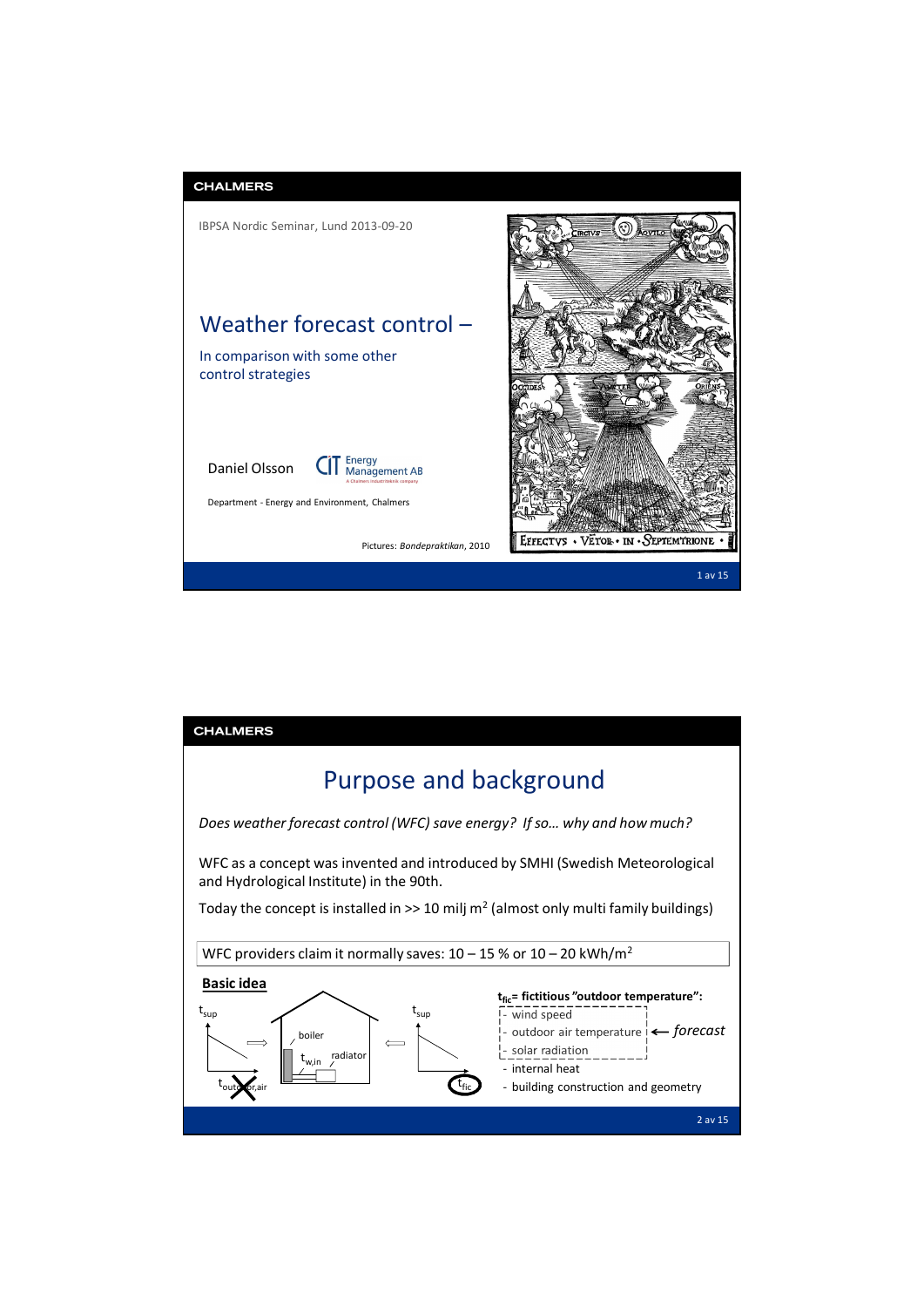IBPSA Nordic Seminar, Lund 2013-09-20

# Weather forecast control –

## In comparison with some other control strategies

Daniel Olsson

CIT Energy Management AB

Department - Energy and Environment, Chalmers

Pictures: *Bondepraktikan*, 2010

---

# Purpose and background

*Does weather forecast control (WFC) save energy? If so… why and how much?*

WFC as a concept was invented and introduced by SMHI (Swedish Meteorological and Hydrological Institute) in the 90th.

Today the concept is installed in >> 10 milj m$^2$ (almost only multi family buildings)

WFC providers claim it normally saves: 10 – 15 % or 10 – 20 kWh/m$^2$

**Basic idea**

$t_{sup}$ — $t_{outdoor,air}$ (crossed out) ⇒ boiler, $t_{w,in}$, radiator ⇐ $t_{sup}$ — $t_{fic}$

**$t_{fic}$= fictitious "outdoor temperature":**

- wind speed
- outdoor air temperature ← *forecast*
- solar radiation
- internal heat
- building construction and geometry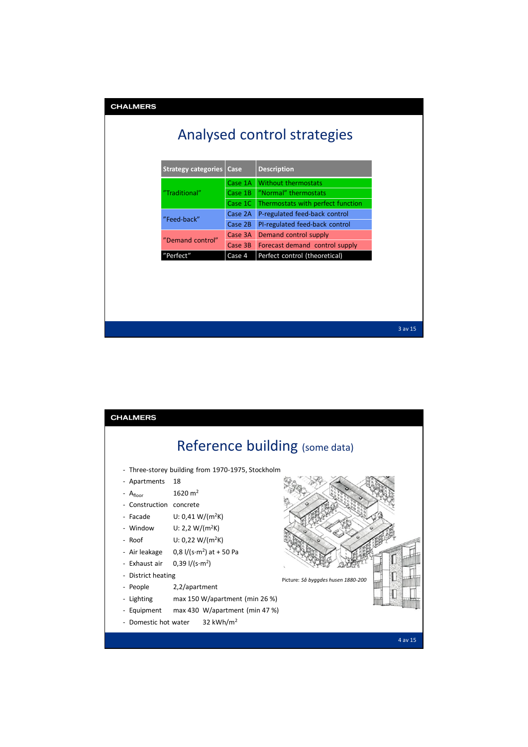## Analysed control strategies

| Strategy categories | Case | Description |
|---|---|---|
| "Traditional" | Case 1A | Without thermostats |
| | Case 1B | "Normal" thermostats |
| | Case 1C | Thermostats with perfect function |
| "Feed-back" | Case 2A | P-regulated feed-back control |
| | Case 2B | PI-regulated feed-back control |
| "Demand control" | Case 3A | Demand control supply |
| | Case 3B | Forecast demand control supply |
| "Perfect" | Case 4 | Perfect control (theoretical) |

## Reference building (some data)

- Three-storey building from 1970-1975, Stockholm
- Apartments 18
- $A_{floor}$ 1620 $m^2$
- Construction concrete
- Facade U: 0,41 $W/(m^2K)$
- Window U: 2,2 $W/(m^2K)$
- Roof U: 0,22 $W/(m^2K)$
- Air leakage 0,8 $l/(s \cdot m^2)$ at + 50 Pa
- Exhaust air 0,39 $l/(s \cdot m^2)$
- District heating
- People 2,2/apartment
- Lighting max 150 W/apartment (min 26 %)
- Equipment max 430 W/apartment (min 47 %)
- Domestic hot water 32 $kWh/m^2$

Picture: *Så byggdes husen 1880-200*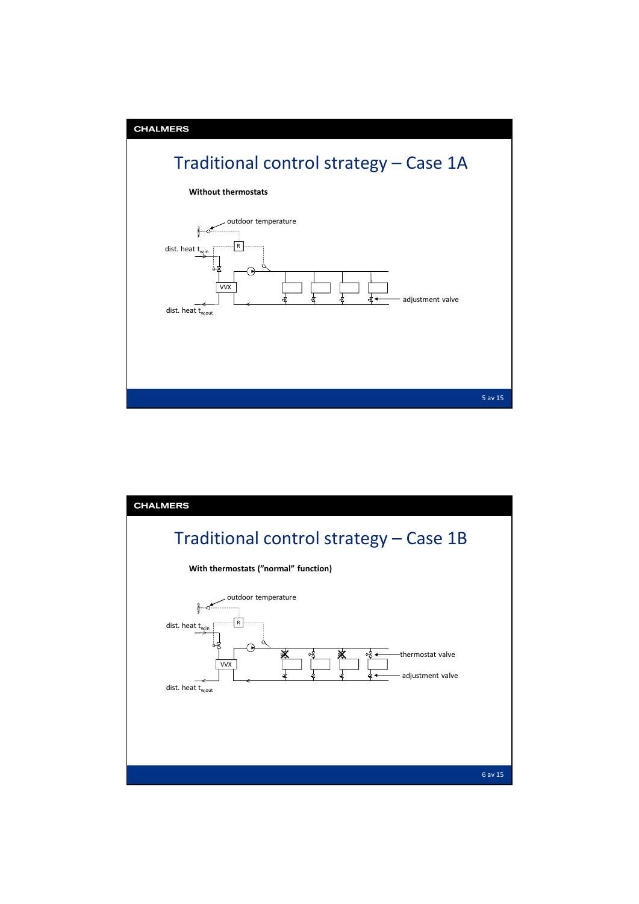# Traditional control strategy – Case 1A

**Without thermostats**

outdoor temperature

R

dist. heat $t_{w,in}$

VVX

dist. heat $t_{w,out}$

adjustment valve

# Traditional control strategy – Case 1B

**With thermostats (”normal” function)**

outdoor temperature

R

dist. heat $t_{w,in}$

VVX

dist. heat $t_{w,out}$

thermostat valve

adjustment valve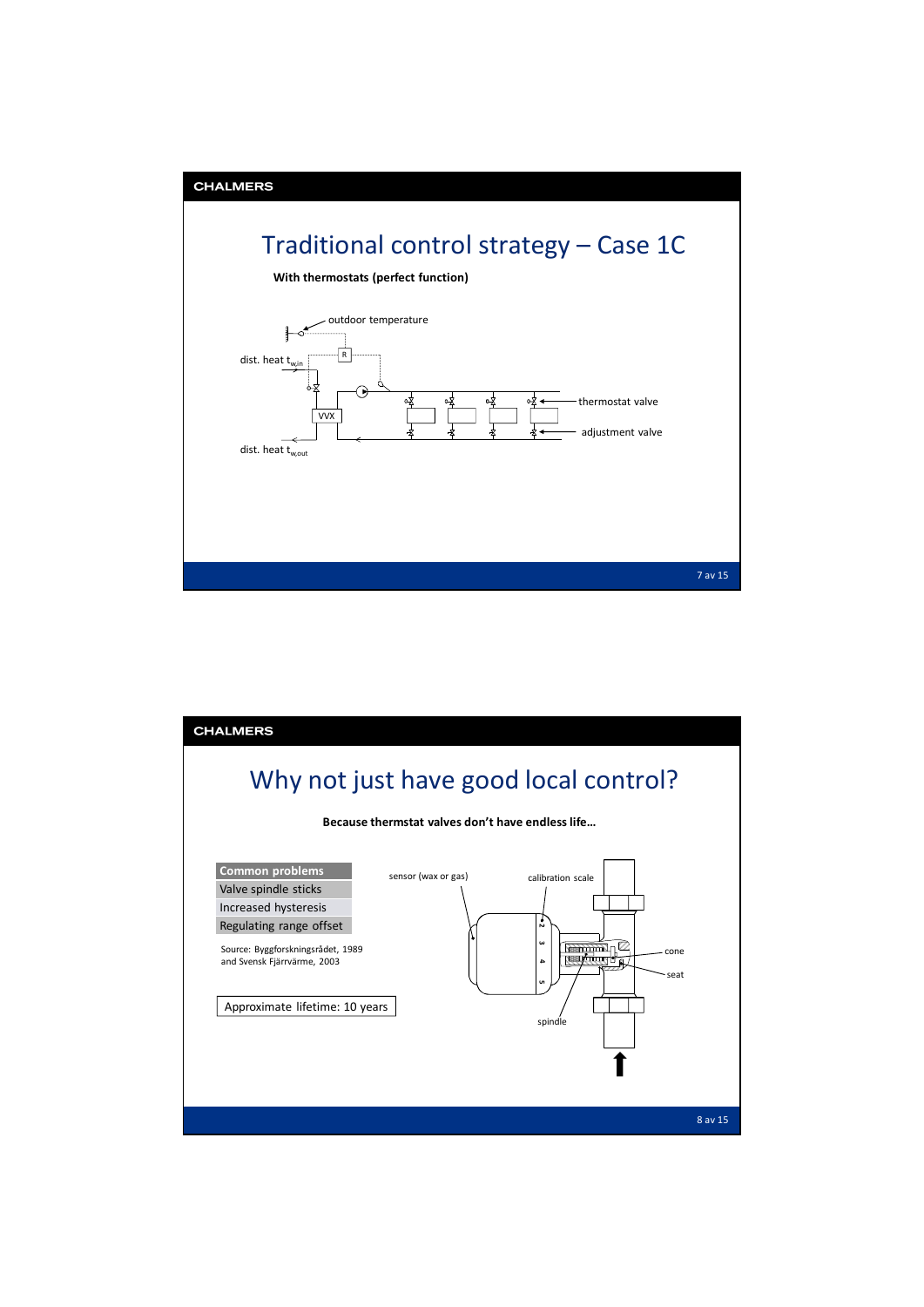# Traditional control strategy – Case 1C

**With thermostats (perfect function)**

outdoor temperature

dist. heat $t_{w,in}$

R

VVX

thermostat valve

adjustment valve

dist. heat $t_{w,out}$

# Why not just have good local control?

**Because thermstat valves don't have endless life…**

| Common problems |
|---|
| Valve spindle sticks |
| Increased hysteresis |
| Regulating range offset |

Source: Byggforskningsrådet, 1989 and Svensk Fjärrvärme, 2003

Approximate lifetime: 10 years

sensor (wax or gas)

calibration scale

cone

seat

spindle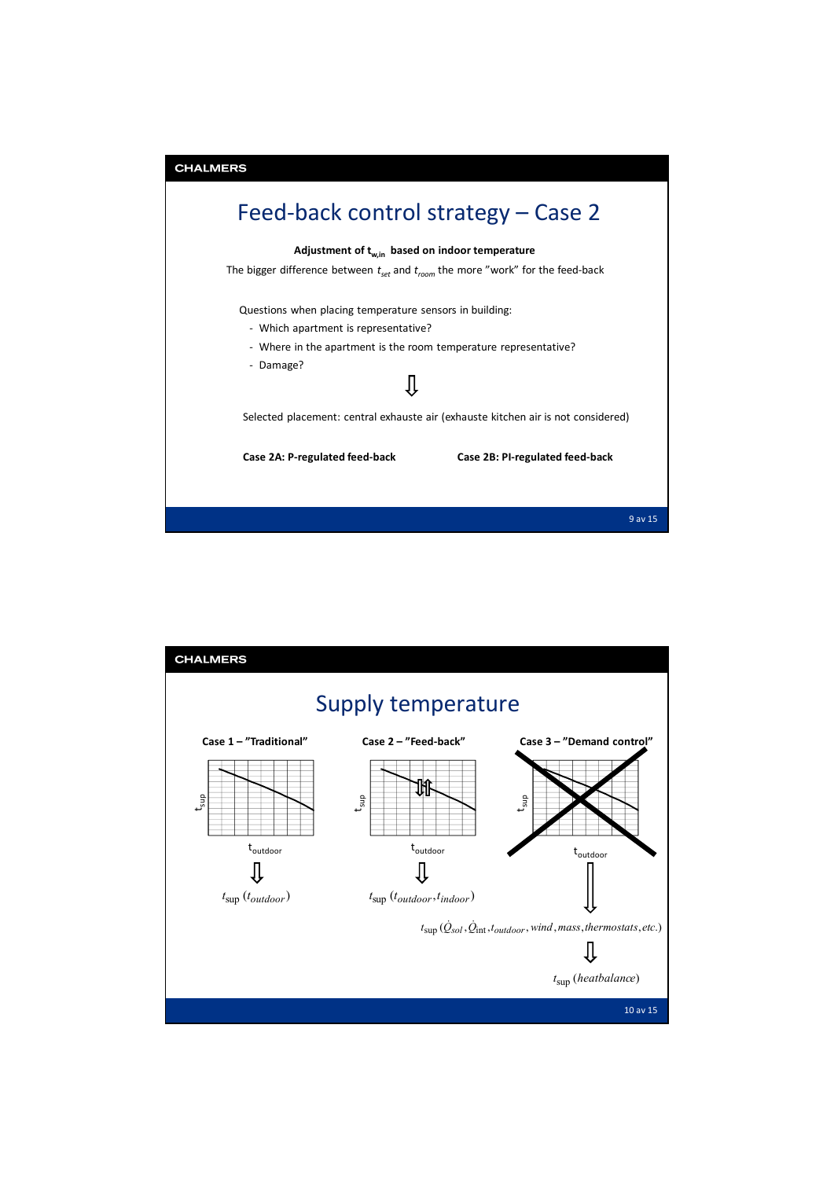# Feed-back control strategy – Case 2

**Adjustment of $t_{w,in}$ based on indoor temperature**

The bigger difference between $t_{set}$ and $t_{room}$ the more "work" for the feed-back

Questions when placing temperature sensors in building:

- Which apartment is representative?
- Where in the apartment is the room temperature representative?
- Damage?

⇩

Selected placement: central exhauste air (exhauste kitchen air is not considered)

**Case 2A: P-regulated feed-back**

**Case 2B: PI-regulated feed-back**

# Supply temperature

**Case 1 – "Traditional"**

$t_{sup}$ vs $t_{outdoor}$

⇩

$t_{sup}\,(t_{outdoor})$

**Case 2 – "Feed-back"**

$t_{sup}$ vs $t_{outdoor}$

⇩

$t_{sup}\,(t_{outdoor}, t_{indoor})$

**Case 3 – "Demand control"**

$t_{sup}$ vs $t_{outdoor}$

⇩

$t_{sup}\,(\dot{Q}_{sol}, \dot{Q}_{int}, t_{outdoor}, wind, mass, thermostats, etc.)$

⇩

$t_{sup}\,(heatbalance)$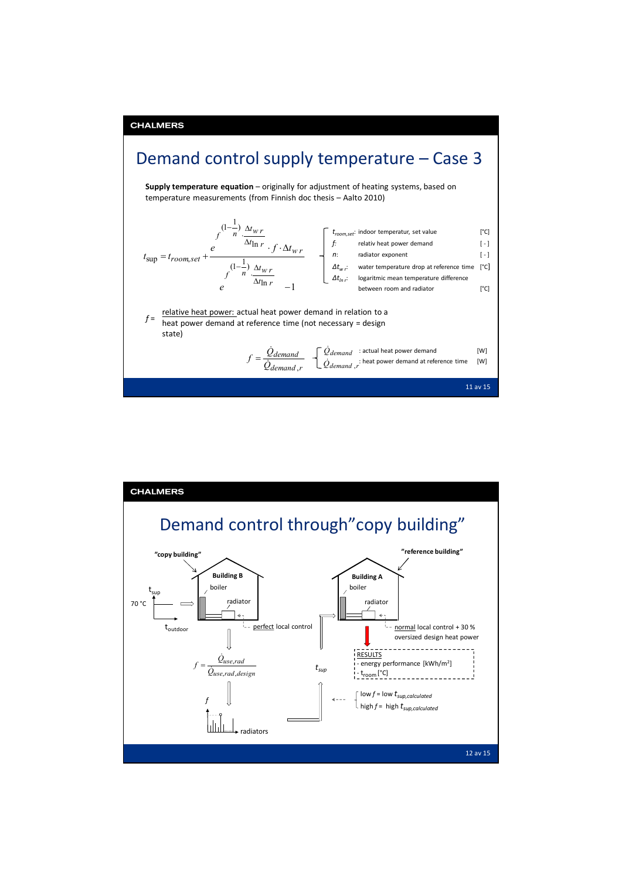# Demand control supply temperature – Case 3

**Supply temperature equation** – originally for adjustment of heating systems, based on temperature measurements (from Finnish doc thesis – Aalto 2010)

$$t_{sup} = t_{room,set} + \frac{e^{f^{(1-\frac{1}{n})} \cdot \frac{\Delta t_{w\,r}}{\Delta t_{\ln r}}} \cdot f \cdot \Delta t_{w\,r}}{e^{f^{(1-\frac{1}{n})} \cdot \frac{\Delta t_{w\,r}}{\Delta t_{\ln r}}} - 1}$$

- $t_{room,set}$: indoor temperatur, set value [°C]
- $f$: relativ heat power demand [ - ]
- $n$: radiator exponent [ - ]
- $\Delta t_{w\,r}$: water temperature drop at reference time [°C]
- $\Delta t_{ln\,r}$: logaritmic mean temperature difference between room and radiator [°C]

$f$ = relative heat power: actual heat power demand in relation to a heat power demand at reference time (not necessary = design state)

$$f = \frac{\dot{Q}_{demand}}{\dot{Q}_{demand,r}}$$

- $\dot{Q}_{demand}$ : actual heat power demand [W]
- $\dot{Q}_{demand,r}$ : heat power demand at reference time [W]

# Demand control through "copy building"

"copy building" – Building B: boiler, radiator; $t_{sup}$ 70 °C vs $t_{outdoor}$; perfect local control

$$f = \frac{\dot{Q}_{use,rad}}{\dot{Q}_{use,rad,design}}$$

$f$ – radiators

$t_{sup}$

"reference building" – Building A: boiler, radiator; normal local control + 30 % oversized design heat power

RESULTS
- energy performance [kWh/m²]
- $t_{room}$ [°C]

low $f$ = low $t_{sup,calculated}$
high $f$ = high $t_{sup,calculated}$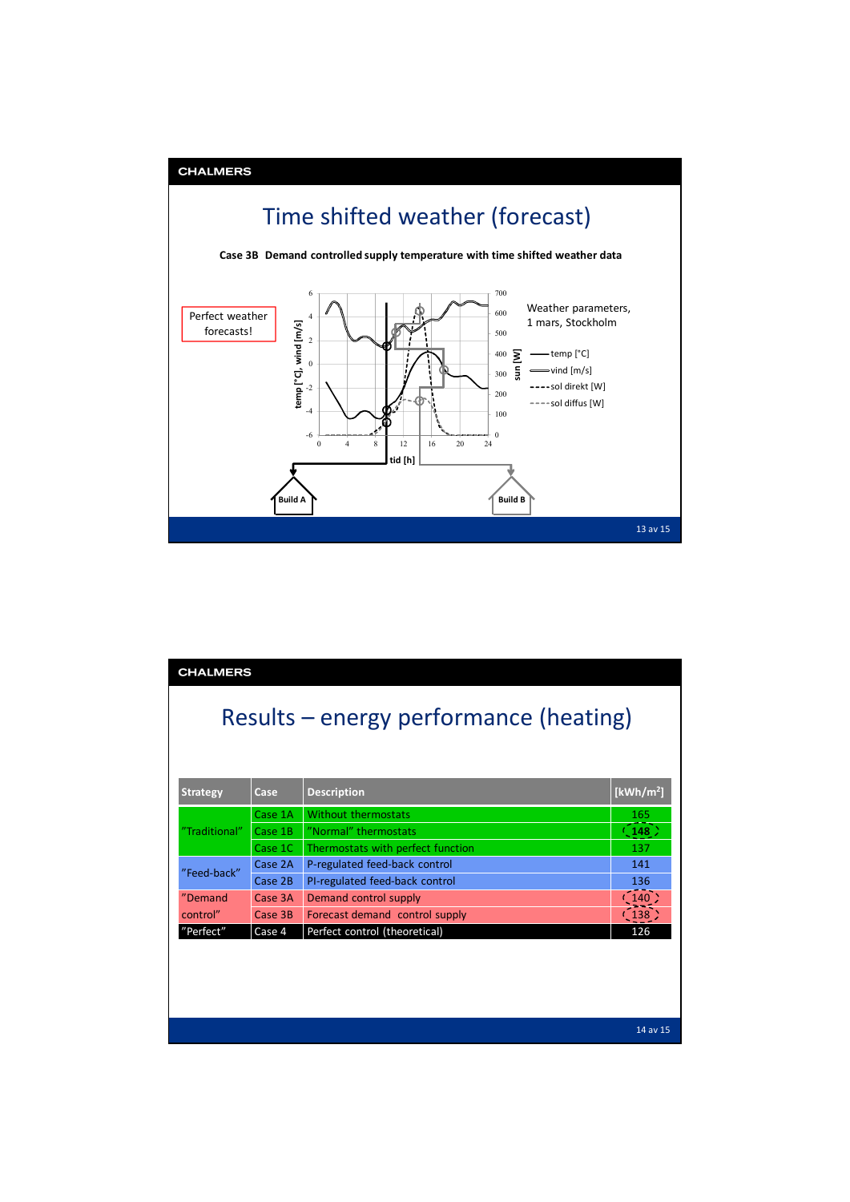# Time shifted weather (forecast)

**Case 3B Demand controlled supply temperature with time shifted weather data**

Perfect weather forecasts!

Weather parameters, 1 mars, Stockholm

- temp [°C]
- vind [m/s]
- sol direkt [W]
- sol diffus [W]

tid [h]

Build A

Build B

# Results – energy performance (heating)

| Strategy | Case | Description | [kWh/m$^2$] |
|---|---|---|---|
| "Traditional" | Case 1A | Without thermostats | 165 |
| | Case 1B | "Normal" thermostats | **148** |
| | Case 1C | Thermostats with perfect function | 137 |
| "Feed-back" | Case 2A | P-regulated feed-back control | 141 |
| | Case 2B | PI-regulated feed-back control | 136 |
| "Demand control" | Case 3A | Demand control supply | 140 |
| | Case 3B | Forecast demand control supply | 138 |
| "Perfect" | Case 4 | Perfect control (theoretical) | 126 |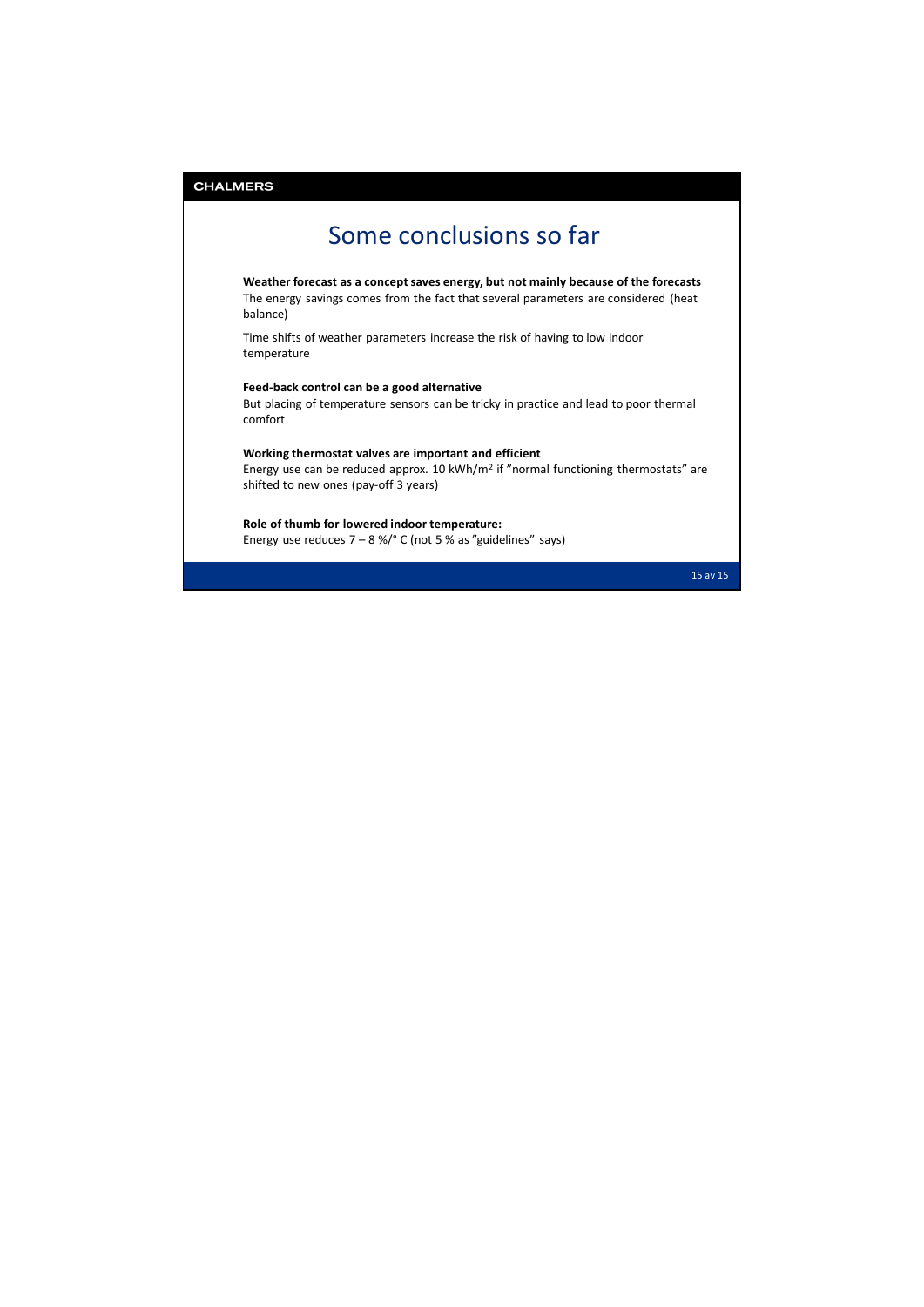# Some conclusions so far

**Weather forecast as a concept saves energy, but not mainly because of the forecasts**
The energy savings comes from the fact that several parameters are considered (heat balance)

Time shifts of weather parameters increase the risk of having to low indoor temperature

**Feed-back control can be a good alternative**
But placing of temperature sensors can be tricky in practice and lead to poor thermal comfort

**Working thermostat valves are important and efficient**
Energy use can be reduced approx. 10 kWh/m$^2$ if "normal functioning thermostats" are shifted to new ones (pay-off 3 years)

**Role of thumb for lowered indoor temperature:**
Energy use reduces 7 – 8 %/° C (not 5 % as "guidelines" says)